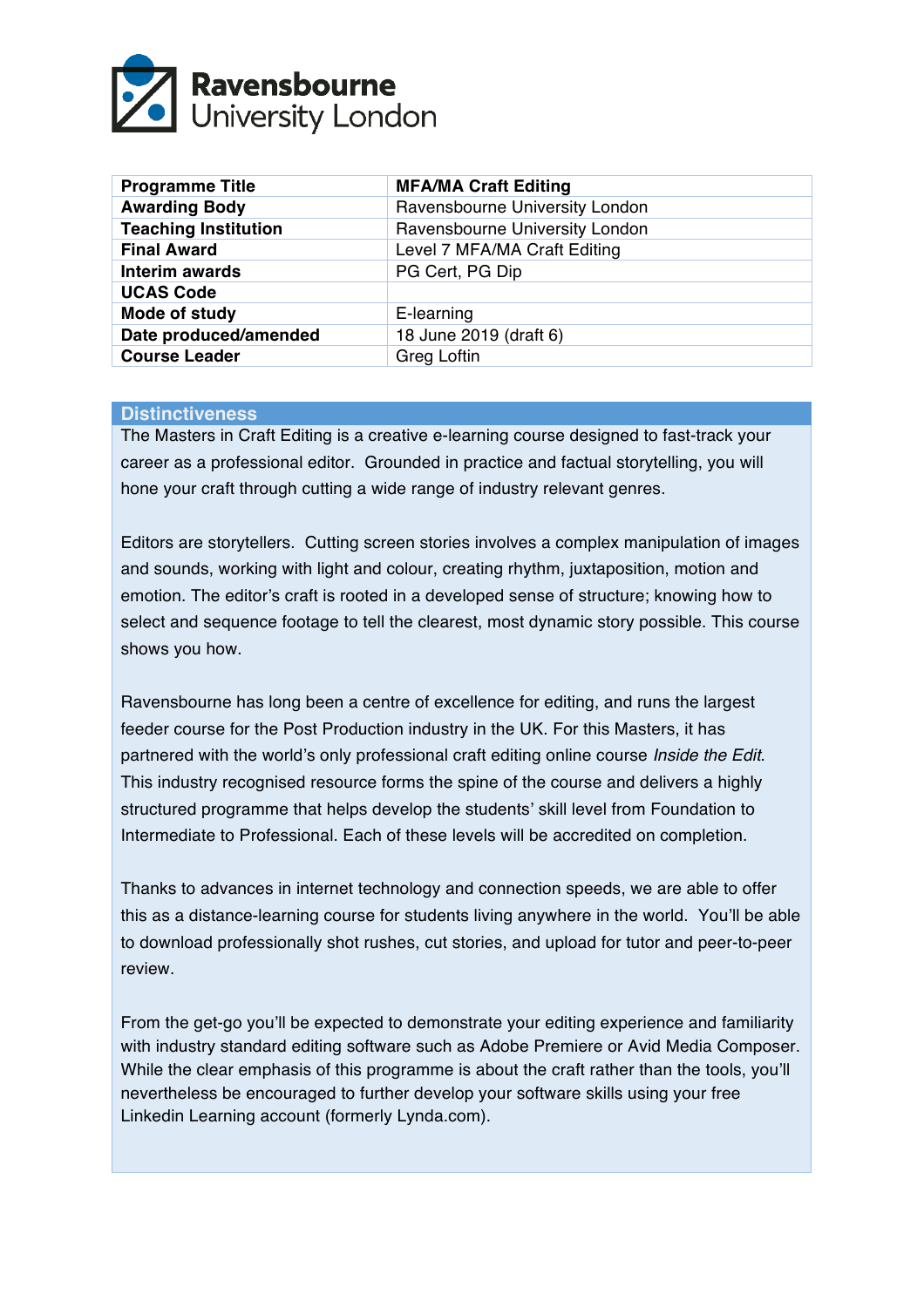Ravensbourne University London

| Programme Title | MFA/MA Craft Editing |
|---|---|
| Awarding Body | Ravensbourne University London |
| Teaching Institution | Ravensbourne University London |
| Final Award | Level 7 MFA/MA Craft Editing |
| Interim awards | PG Cert, PG Dip |
| UCAS Code | |
| Mode of study | E-learning |
| Date produced/amended | 18 June 2019 (draft 6) |
| Course Leader | Greg Loftin |

## Distinctiveness

The Masters in Craft Editing is a creative e-learning course designed to fast-track your career as a professional editor. Grounded in practice and factual storytelling, you will hone your craft through cutting a wide range of industry relevant genres.

Editors are storytellers. Cutting screen stories involves a complex manipulation of images and sounds, working with light and colour, creating rhythm, juxtaposition, motion and emotion. The editor's craft is rooted in a developed sense of structure; knowing how to select and sequence footage to tell the clearest, most dynamic story possible. This course shows you how.

Ravensbourne has long been a centre of excellence for editing, and runs the largest feeder course for the Post Production industry in the UK. For this Masters, it has partnered with the world's only professional craft editing online course *Inside the Edit*. This industry recognised resource forms the spine of the course and delivers a highly structured programme that helps develop the students' skill level from Foundation to Intermediate to Professional. Each of these levels will be accredited on completion.

Thanks to advances in internet technology and connection speeds, we are able to offer this as a distance-learning course for students living anywhere in the world. You'll be able to download professionally shot rushes, cut stories, and upload for tutor and peer-to-peer review.

From the get-go you'll be expected to demonstrate your editing experience and familiarity with industry standard editing software such as Adobe Premiere or Avid Media Composer. While the clear emphasis of this programme is about the craft rather than the tools, you'll nevertheless be encouraged to further develop your software skills using your free Linkedin Learning account (formerly Lynda.com).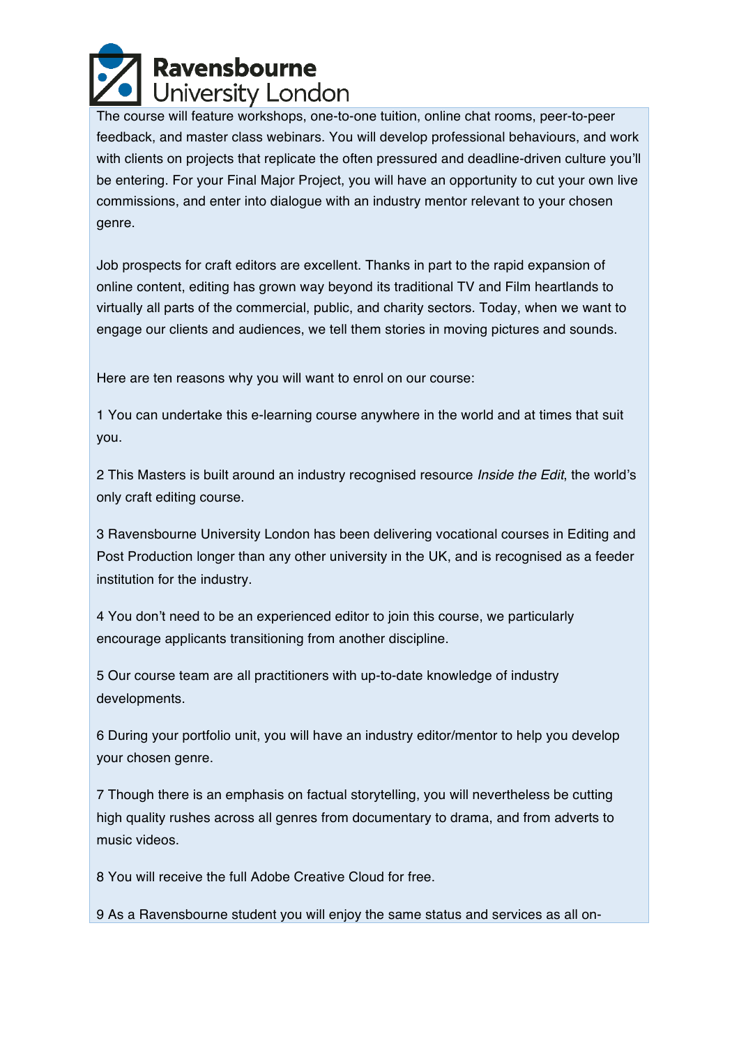The course will feature workshops, one-to-one tuition, online chat rooms, peer-to-peer feedback, and master class webinars. You will develop professional behaviours, and work with clients on projects that replicate the often pressured and deadline-driven culture you'll be entering. For your Final Major Project, you will have an opportunity to cut your own live commissions, and enter into dialogue with an industry mentor relevant to your chosen genre.

Job prospects for craft editors are excellent. Thanks in part to the rapid expansion of online content, editing has grown way beyond its traditional TV and Film heartlands to virtually all parts of the commercial, public, and charity sectors. Today, when we want to engage our clients and audiences, we tell them stories in moving pictures and sounds.

Here are ten reasons why you will want to enrol on our course:

1 You can undertake this e-learning course anywhere in the world and at times that suit you.

2 This Masters is built around an industry recognised resource *Inside the Edit*, the world's only craft editing course.

3 Ravensbourne University London has been delivering vocational courses in Editing and Post Production longer than any other university in the UK, and is recognised as a feeder institution for the industry.

4 You don't need to be an experienced editor to join this course, we particularly encourage applicants transitioning from another discipline.

5 Our course team are all practitioners with up-to-date knowledge of industry developments.

6 During your portfolio unit, you will have an industry editor/mentor to help you develop your chosen genre.

7 Though there is an emphasis on factual storytelling, you will nevertheless be cutting high quality rushes across all genres from documentary to drama, and from adverts to music videos.

8 You will receive the full Adobe Creative Cloud for free.

9 As a Ravensbourne student you will enjoy the same status and services as all on-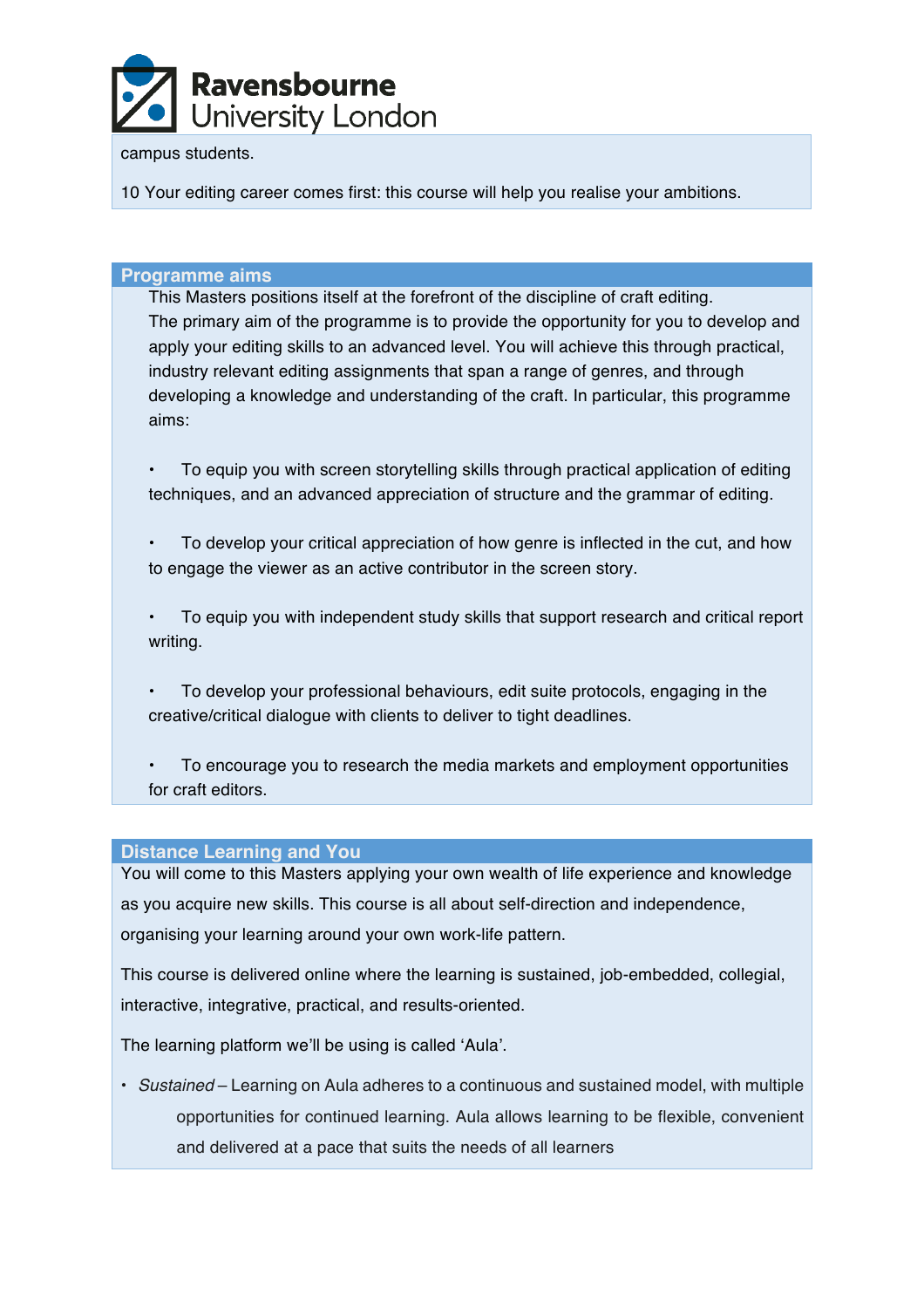campus students.

10 Your editing career comes first: this course will help you realise your ambitions.

## Programme aims

This Masters positions itself at the forefront of the discipline of craft editing.
The primary aim of the programme is to provide the opportunity for you to develop and apply your editing skills to an advanced level. You will achieve this through practical, industry relevant editing assignments that span a range of genres, and through developing a knowledge and understanding of the craft. In particular, this programme aims:

- To equip you with screen storytelling skills through practical application of editing techniques, and an advanced appreciation of structure and the grammar of editing.
- To develop your critical appreciation of how genre is inflected in the cut, and how to engage the viewer as an active contributor in the screen story.
- To equip you with independent study skills that support research and critical report writing.
- To develop your professional behaviours, edit suite protocols, engaging in the creative/critical dialogue with clients to deliver to tight deadlines.
- To encourage you to research the media markets and employment opportunities for craft editors.

## Distance Learning and You

You will come to this Masters applying your own wealth of life experience and knowledge as you acquire new skills. This course is all about self-direction and independence, organising your learning around your own work-life pattern.

This course is delivered online where the learning is sustained, job-embedded, collegial, interactive, integrative, practical, and results-oriented.

The learning platform we'll be using is called 'Aula'.

- *Sustained* – Learning on Aula adheres to a continuous and sustained model, with multiple opportunities for continued learning. Aula allows learning to be flexible, convenient and delivered at a pace that suits the needs of all learners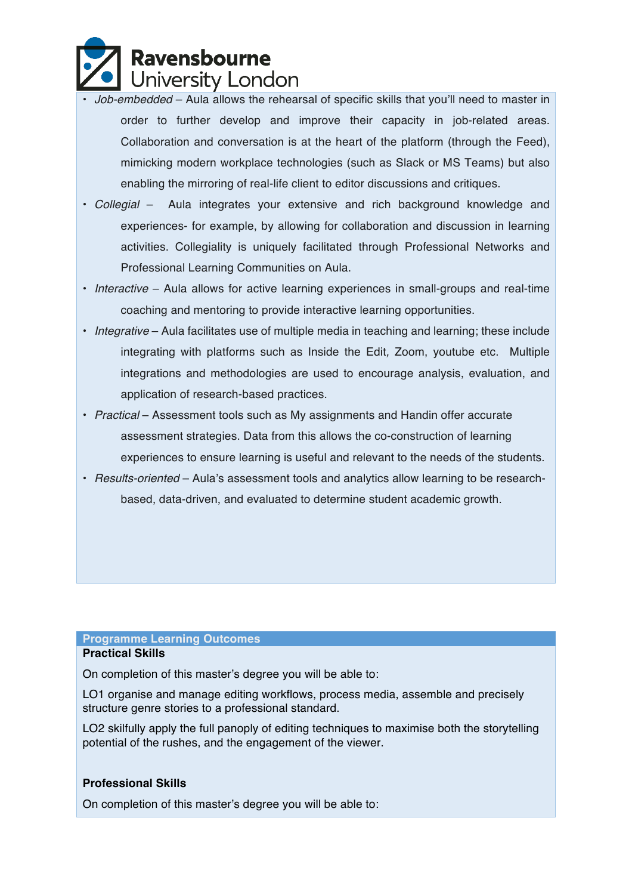- *Job-embedded* – Aula allows the rehearsal of specific skills that you'll need to master in order to further develop and improve their capacity in job-related areas. Collaboration and conversation is at the heart of the platform (through the Feed), mimicking modern workplace technologies (such as Slack or MS Teams) but also enabling the mirroring of real-life client to editor discussions and critiques.
- *Collegial* – Aula integrates your extensive and rich background knowledge and experiences- for example, by allowing for collaboration and discussion in learning activities. Collegiality is uniquely facilitated through Professional Networks and Professional Learning Communities on Aula.
- *Interactive* – Aula allows for active learning experiences in small-groups and real-time coaching and mentoring to provide interactive learning opportunities.
- *Integrative* – Aula facilitates use of multiple media in teaching and learning; these include integrating with platforms such as Inside the Edit, Zoom, youtube etc. Multiple integrations and methodologies are used to encourage analysis, evaluation, and application of research-based practices.
- *Practical* – Assessment tools such as My assignments and Handin offer accurate assessment strategies. Data from this allows the co-construction of learning experiences to ensure learning is useful and relevant to the needs of the students.
- *Results-oriented* – Aula's assessment tools and analytics allow learning to be research-based, data-driven, and evaluated to determine student academic growth.

## Programme Learning Outcomes

**Practical Skills**

On completion of this master's degree you will be able to:

LO1 organise and manage editing workflows, process media, assemble and precisely structure genre stories to a professional standard.

LO2 skilfully apply the full panoply of editing techniques to maximise both the storytelling potential of the rushes, and the engagement of the viewer.

**Professional Skills**

On completion of this master's degree you will be able to: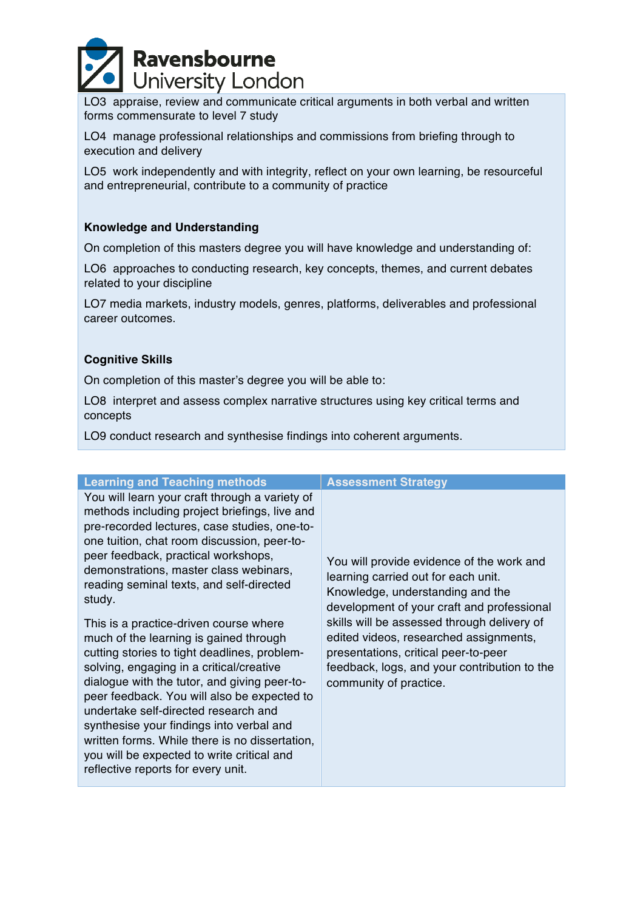LO3 appraise, review and communicate critical arguments in both verbal and written forms commensurate to level 7 study

LO4 manage professional relationships and commissions from briefing through to execution and delivery

LO5 work independently and with integrity, reflect on your own learning, be resourceful and entrepreneurial, contribute to a community of practice

**Knowledge and Understanding**

On completion of this masters degree you will have knowledge and understanding of:

LO6 approaches to conducting research, key concepts, themes, and current debates related to your discipline

LO7 media markets, industry models, genres, platforms, deliverables and professional career outcomes.

**Cognitive Skills**

On completion of this master's degree you will be able to:

LO8 interpret and assess complex narrative structures using key critical terms and concepts

LO9 conduct research and synthesise findings into coherent arguments.

| Learning and Teaching methods | Assessment Strategy |
|---|---|
| You will learn your craft through a variety of methods including project briefings, live and pre-recorded lectures, case studies, one-to-one tuition, chat room discussion, peer-to-peer feedback, practical workshops, demonstrations, master class webinars, reading seminal texts, and self-directed study.<br><br>This is a practice-driven course where much of the learning is gained through cutting stories to tight deadlines, problem-solving, engaging in a critical/creative dialogue with the tutor, and giving peer-to-peer feedback. You will also be expected to undertake self-directed research and synthesise your findings into verbal and written forms. While there is no dissertation, you will be expected to write critical and reflective reports for every unit. | You will provide evidence of the work and learning carried out for each unit. Knowledge, understanding and the development of your craft and professional skills will be assessed through delivery of edited videos, researched assignments, presentations, critical peer-to-peer feedback, logs, and your contribution to the community of practice. |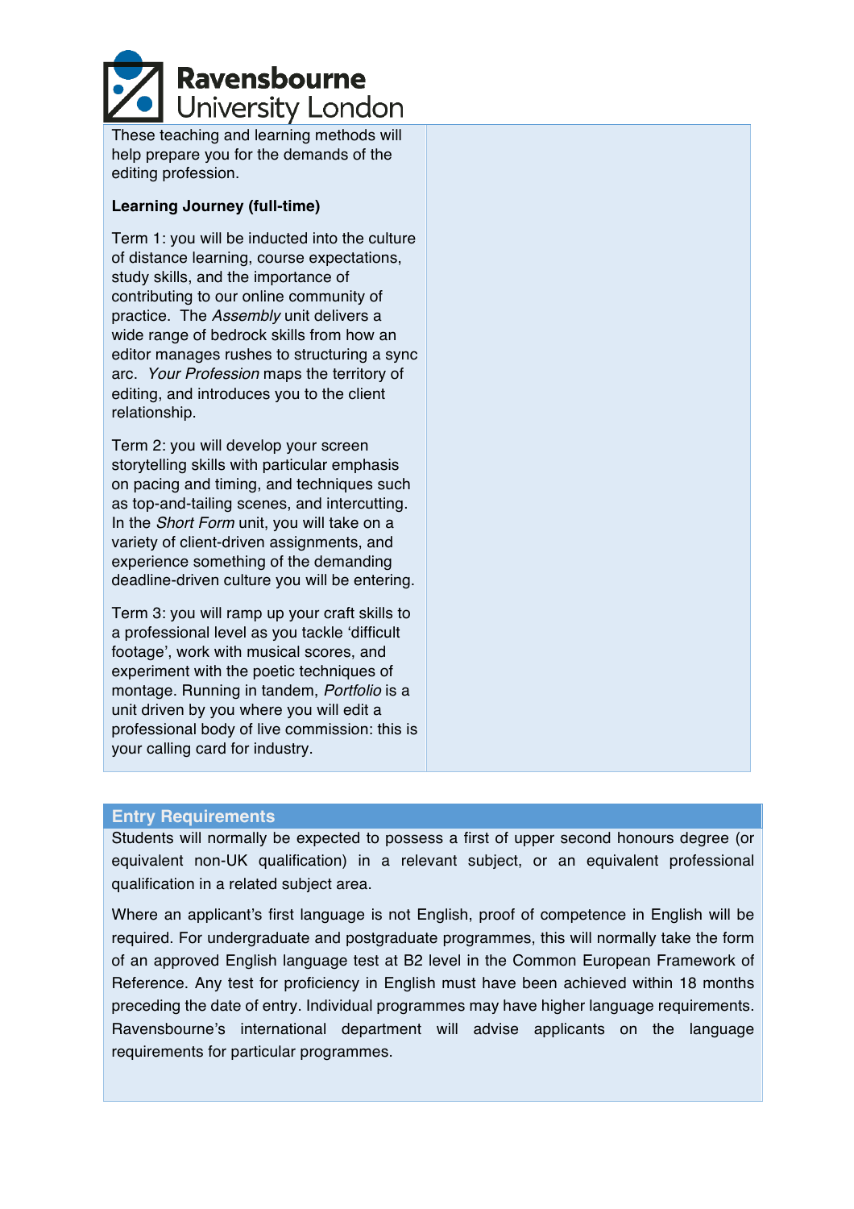These teaching and learning methods will help prepare you for the demands of the editing profession.

**Learning Journey (full-time)**

Term 1: you will be inducted into the culture of distance learning, course expectations, study skills, and the importance of contributing to our online community of practice. The *Assembly* unit delivers a wide range of bedrock skills from how an editor manages rushes to structuring a sync arc. *Your Profession* maps the territory of editing, and introduces you to the client relationship.

Term 2: you will develop your screen storytelling skills with particular emphasis on pacing and timing, and techniques such as top-and-tailing scenes, and intercutting. In the *Short Form* unit, you will take on a variety of client-driven assignments, and experience something of the demanding deadline-driven culture you will be entering.

Term 3: you will ramp up your craft skills to a professional level as you tackle 'difficult footage', work with musical scores, and experiment with the poetic techniques of montage. Running in tandem, *Portfolio* is a unit driven by you where you will edit a professional body of live commission: this is your calling card for industry.

## Entry Requirements

Students will normally be expected to possess a first of upper second honours degree (or equivalent non-UK qualification) in a relevant subject, or an equivalent professional qualification in a related subject area.

Where an applicant's first language is not English, proof of competence in English will be required. For undergraduate and postgraduate programmes, this will normally take the form of an approved English language test at B2 level in the Common European Framework of Reference. Any test for proficiency in English must have been achieved within 18 months preceding the date of entry. Individual programmes may have higher language requirements. Ravensbourne's international department will advise applicants on the language requirements for particular programmes.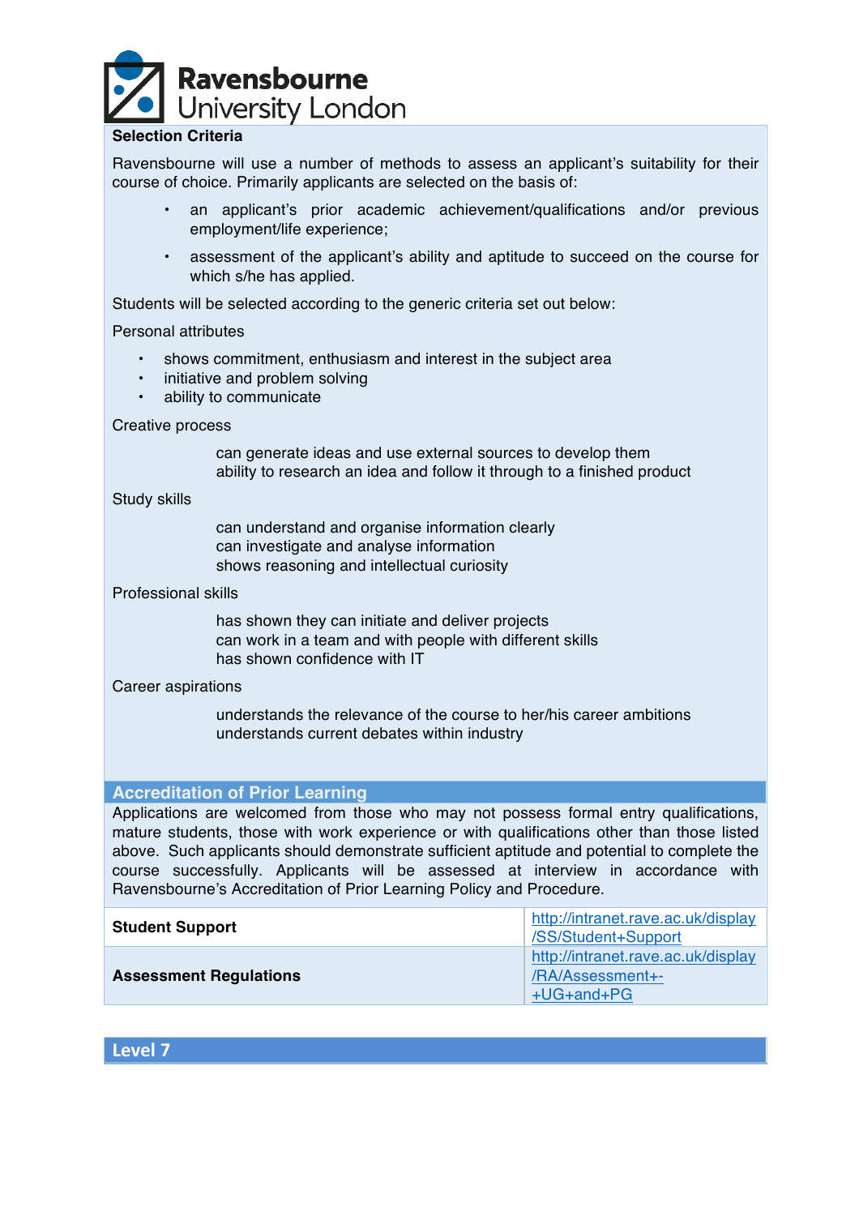**Selection Criteria**

Ravensbourne will use a number of methods to assess an applicant's suitability for their course of choice. Primarily applicants are selected on the basis of:

- an applicant's prior academic achievement/qualifications and/or previous employment/life experience;
- assessment of the applicant's ability and aptitude to succeed on the course for which s/he has applied.

Students will be selected according to the generic criteria set out below:

Personal attributes

- shows commitment, enthusiasm and interest in the subject area
- initiative and problem solving
- ability to communicate

Creative process

can generate ideas and use external sources to develop them
ability to research an idea and follow it through to a finished product

Study skills

can understand and organise information clearly
can investigate and analyse information
shows reasoning and intellectual curiosity

Professional skills

has shown they can initiate and deliver projects
can work in a team and with people with different skills
has shown confidence with IT

Career aspirations

understands the relevance of the course to her/his career ambitions
understands current debates within industry

## Accreditation of Prior Learning

Applications are welcomed from those who may not possess formal entry qualifications, mature students, those with work experience or with qualifications other than those listed above. Such applicants should demonstrate sufficient aptitude and potential to complete the course successfully. Applicants will be assessed at interview in accordance with Ravensbourne's Accreditation of Prior Learning Policy and Procedure.

| | |
|---|---|
| **Student Support** | http://intranet.rave.ac.uk/display/SS/Student+Support |
| **Assessment Regulations** | http://intranet.rave.ac.uk/display/RA/Assessment+-+UG+and+PG |

## Level 7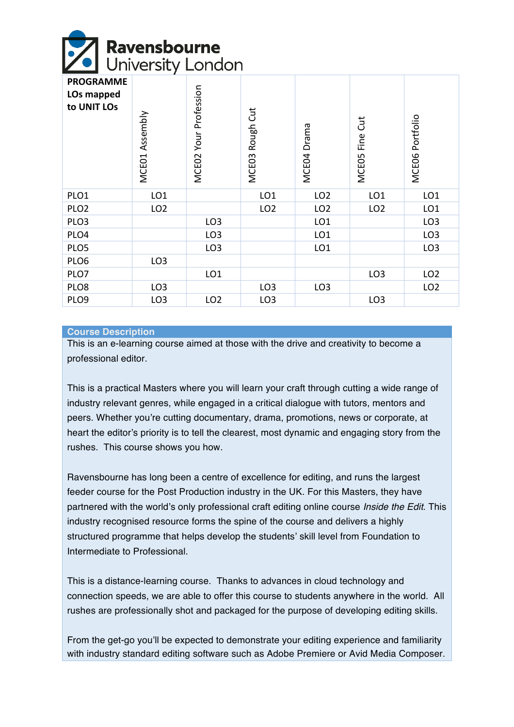| PROGRAMME LOs mapped to UNIT LOs | MCE01 Assembly | MCE02 Your Profession | MCE03 Rough Cut | MCE04 Drama | MCE05 Fine Cut | MCE06 Portfolio |
|---|---|---|---|---|---|---|
| PLO1 | LO1 | | LO1 | LO2 | LO1 | LO1 |
| PLO2 | LO2 | | LO2 | LO2 | LO2 | LO1 |
| PLO3 | | LO3 | | LO1 | | LO3 |
| PLO4 | | LO3 | | LO1 | | LO3 |
| PLO5 | | LO3 | | LO1 | | LO3 |
| PLO6 | LO3 | | | | | |
| PLO7 | | LO1 | | | LO3 | LO2 |
| PLO8 | LO3 | | LO3 | LO3 | | LO2 |
| PLO9 | LO3 | LO2 | LO3 | | LO3 | |

**Course Description**

This is an e-learning course aimed at those with the drive and creativity to become a professional editor.

This is a practical Masters where you will learn your craft through cutting a wide range of industry relevant genres, while engaged in a critical dialogue with tutors, mentors and peers. Whether you're cutting documentary, drama, promotions, news or corporate, at heart the editor's priority is to tell the clearest, most dynamic and engaging story from the rushes. This course shows you how.

Ravensbourne has long been a centre of excellence for editing, and runs the largest feeder course for the Post Production industry in the UK. For this Masters, they have partnered with the world's only professional craft editing online course *Inside the Edit*. This industry recognised resource forms the spine of the course and delivers a highly structured programme that helps develop the students' skill level from Foundation to Intermediate to Professional.

This is a distance-learning course. Thanks to advances in cloud technology and connection speeds, we are able to offer this course to students anywhere in the world. All rushes are professionally shot and packaged for the purpose of developing editing skills.

From the get-go you'll be expected to demonstrate your editing experience and familiarity with industry standard editing software such as Adobe Premiere or Avid Media Composer.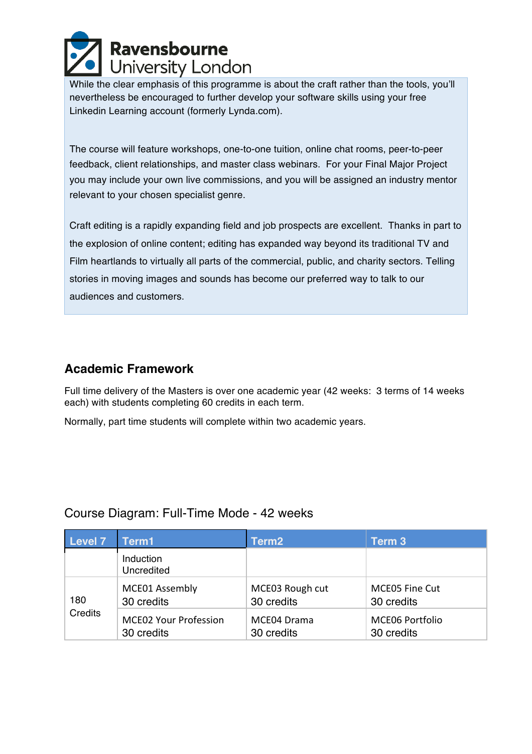While the clear emphasis of this programme is about the craft rather than the tools, you'll nevertheless be encouraged to further develop your software skills using your free Linkedin Learning account (formerly Lynda.com).

The course will feature workshops, one-to-one tuition, online chat rooms, peer-to-peer feedback, client relationships, and master class webinars. For your Final Major Project you may include your own live commissions, and you will be assigned an industry mentor relevant to your chosen specialist genre.

Craft editing is a rapidly expanding field and job prospects are excellent. Thanks in part to the explosion of online content; editing has expanded way beyond its traditional TV and Film heartlands to virtually all parts of the commercial, public, and charity sectors. Telling stories in moving images and sounds has become our preferred way to talk to our audiences and customers.

## Academic Framework

Full time delivery of the Masters is over one academic year (42 weeks: 3 terms of 14 weeks each) with students completing 60 credits in each term.

Normally, part time students will complete within two academic years.

### Course Diagram: Full-Time Mode - 42 weeks

| Level 7 | Term1 | Term2 | Term 3 |
|---|---|---|---|
| | Induction<br>Uncredited | | |
| 180 Credits | MCE01 Assembly<br>30 credits | MCE03 Rough cut<br>30 credits | MCE05 Fine Cut<br>30 credits |
| | MCE02 Your Profession<br>30 credits | MCE04 Drama<br>30 credits | MCE06 Portfolio<br>30 credits |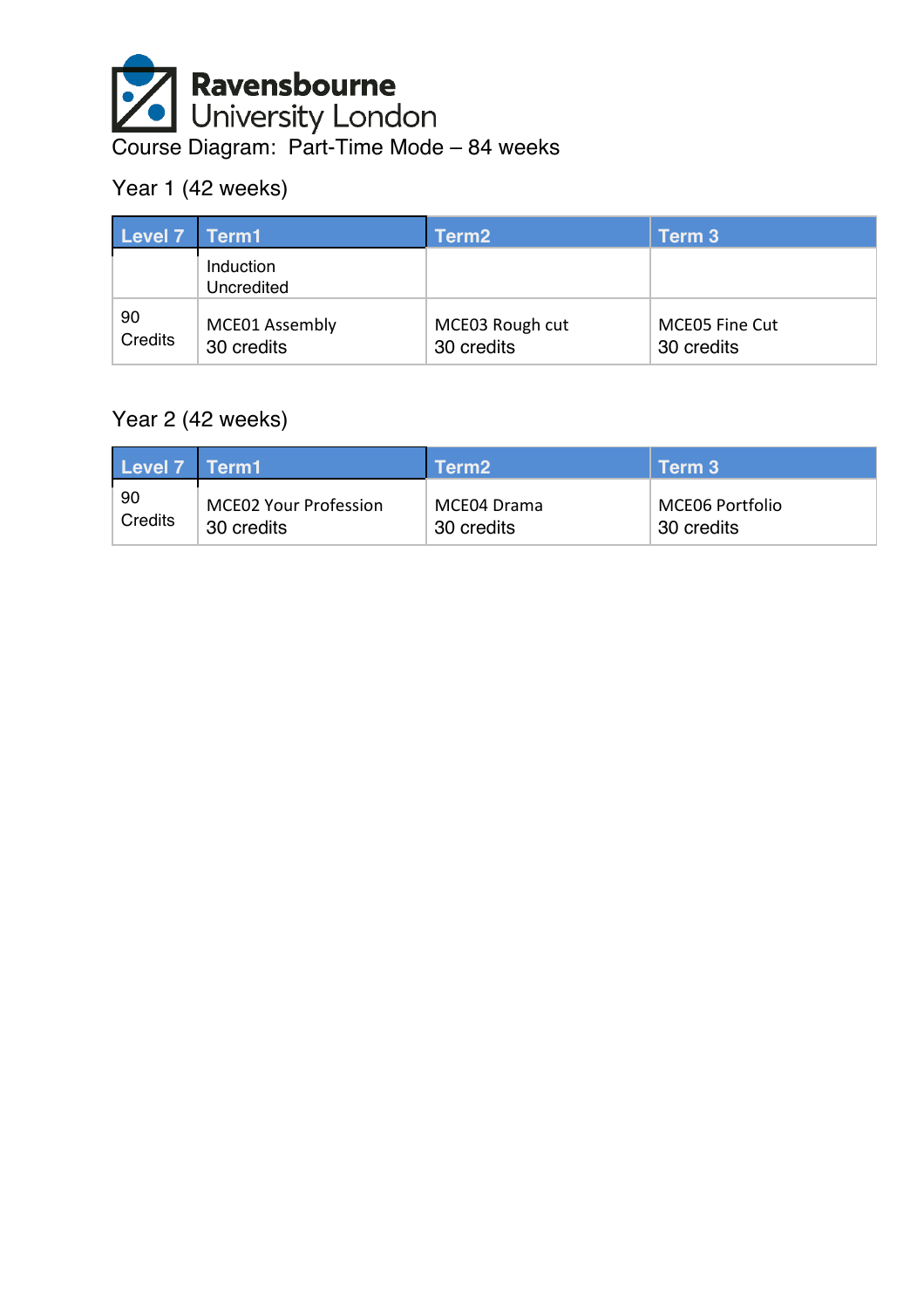Ravensbourne University London

# Course Diagram: Part-Time Mode – 84 weeks

## Year 1 (42 weeks)

| Level 7 | Term1 | Term2 | Term 3 |
|---|---|---|---|
| | Induction Uncredited | | |
| 90 Credits | MCE01 Assembly 30 credits | MCE03 Rough cut 30 credits | MCE05 Fine Cut 30 credits |

## Year 2 (42 weeks)

| Level 7 | Term1 | Term2 | Term 3 |
|---|---|---|---|
| 90 Credits | MCE02 Your Profession 30 credits | MCE04 Drama 30 credits | MCE06 Portfolio 30 credits |